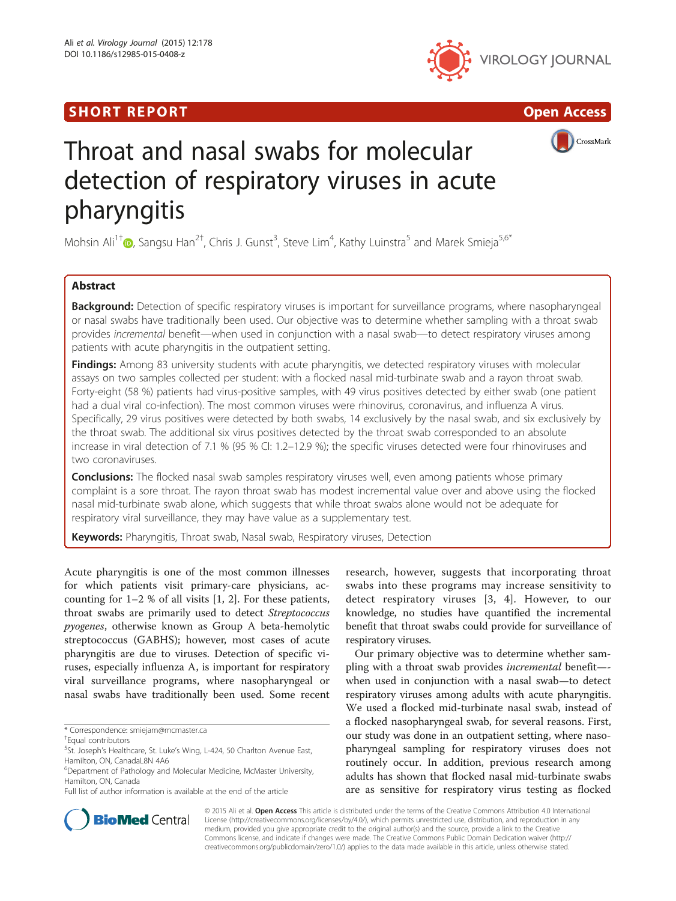SHORT REPORT

Open Access

# Throat and nasal swabs for molecular detection of respiratory viruses in acute pharyngitis

Mohsin Ali[1†], Sangsu Han[2†], Chris J. Gunst[3], Steve Lim[4], Kathy Luinstra[5] and Marek Smieja[5,6*]

## Abstract

**Background:** Detection of specific respiratory viruses is important for surveillance programs, where nasopharyngeal or nasal swabs have traditionally been used. Our objective was to determine whether sampling with a throat swab provides *incremental* benefit—when used in conjunction with a nasal swab—to detect respiratory viruses among patients with acute pharyngitis in the outpatient setting.

**Findings:** Among 83 university students with acute pharyngitis, we detected respiratory viruses with molecular assays on two samples collected per student: with a flocked nasal mid-turbinate swab and a rayon throat swab. Forty-eight (58 %) patients had virus-positive samples, with 49 virus positives detected by either swab (one patient had a dual viral co-infection). The most common viruses were rhinovirus, coronavirus, and influenza A virus. Specifically, 29 virus positives were detected by both swabs, 14 exclusively by the nasal swab, and six exclusively by the throat swab. The additional six virus positives detected by the throat swab corresponded to an absolute increase in viral detection of 7.1 % (95 % CI: 1.2–12.9 %); the specific viruses detected were four rhinoviruses and two coronaviruses.

**Conclusions:** The flocked nasal swab samples respiratory viruses well, even among patients whose primary complaint is a sore throat. The rayon throat swab has modest incremental value over and above using the flocked nasal mid-turbinate swab alone, which suggests that while throat swabs alone would not be adequate for respiratory viral surveillance, they may have value as a supplementary test.

**Keywords:** Pharyngitis, Throat swab, Nasal swab, Respiratory viruses, Detection

Acute pharyngitis is one of the most common illnesses for which patients visit primary-care physicians, accounting for 1–2 % of all visits [1, 2]. For these patients, throat swabs are primarily used to detect *Streptococcus pyogenes*, otherwise known as Group A beta-hemolytic streptococcus (GABHS); however, most cases of acute pharyngitis are due to viruses. Detection of specific viruses, especially influenza A, is important for respiratory viral surveillance programs, where nasopharyngeal or nasal swabs have traditionally been used. Some recent research, however, suggests that incorporating throat swabs into these programs may increase sensitivity to detect respiratory viruses [3, 4]. However, to our knowledge, no studies have quantified the incremental benefit that throat swabs could provide for surveillance of respiratory viruses.

Our primary objective was to determine whether sampling with a throat swab provides *incremental* benefit—when used in conjunction with a nasal swab—to detect respiratory viruses among adults with acute pharyngitis. We used a flocked mid-turbinate nasal swab, instead of a flocked nasopharyngeal swab, for several reasons. First, our study was done in an outpatient setting, where nasopharyngeal sampling for respiratory viruses does not routinely occur. In addition, previous research among adults has shown that flocked nasal mid-turbinate swabs are as sensitive for respiratory virus testing as flocked

\* Correspondence: smiejam@mcmaster.ca
†Equal contributors
[5]St. Joseph's Healthcare, St. Luke's Wing, L-424, 50 Charlton Avenue East, Hamilton, ON, CanadaL8N 4A6
[6]Department of Pathology and Molecular Medicine, McMaster University, Hamilton, ON, Canada
Full list of author information is available at the end of the article

© 2015 Ali et al. **Open Access** This article is distributed under the terms of the Creative Commons Attribution 4.0 International License (http://creativecommons.org/licenses/by/4.0/), which permits unrestricted use, distribution, and reproduction in any medium, provided you give appropriate credit to the original author(s) and the source, provide a link to the Creative Commons license, and indicate if changes were made. The Creative Commons Public Domain Dedication waiver (http://creativecommons.org/publicdomain/zero/1.0/) applies to the data made available in this article, unless otherwise stated.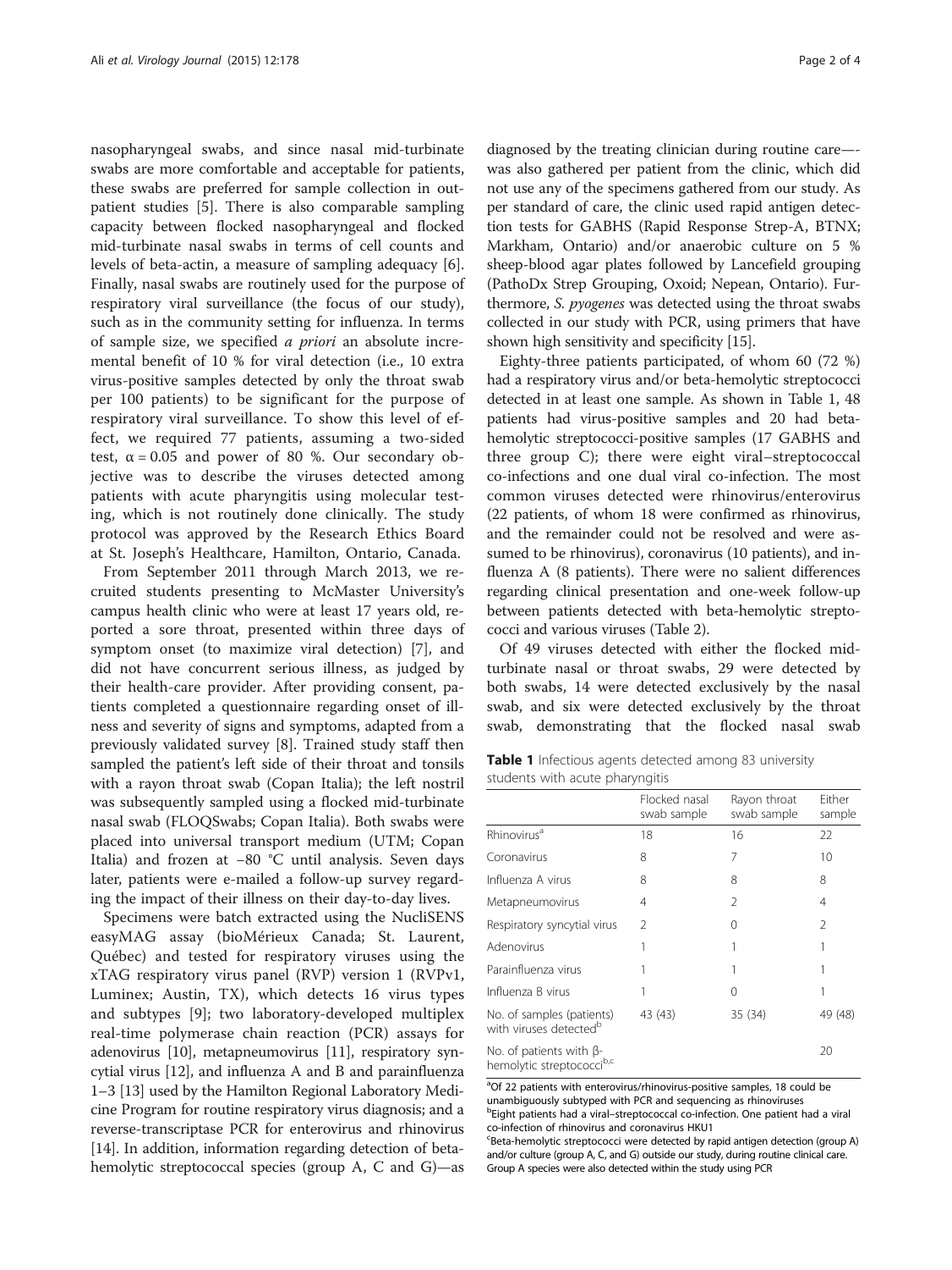nasopharyngeal swabs, and since nasal mid-turbinate swabs are more comfortable and acceptable for patients, these swabs are preferred for sample collection in outpatient studies [5]. There is also comparable sampling capacity between flocked nasopharyngeal and flocked mid-turbinate nasal swabs in terms of cell counts and levels of beta-actin, a measure of sampling adequacy [6]. Finally, nasal swabs are routinely used for the purpose of respiratory viral surveillance (the focus of our study), such as in the community setting for influenza. In terms of sample size, we specified *a priori* an absolute incremental benefit of 10 % for viral detection (i.e., 10 extra virus-positive samples detected by only the throat swab per 100 patients) to be significant for the purpose of respiratory viral surveillance. To show this level of effect, we required 77 patients, assuming a two-sided test, $\alpha = 0.05$ and power of 80 %. Our secondary objective was to describe the viruses detected among patients with acute pharyngitis using molecular testing, which is not routinely done clinically. The study protocol was approved by the Research Ethics Board at St. Joseph's Healthcare, Hamilton, Ontario, Canada.

From September 2011 through March 2013, we recruited students presenting to McMaster University's campus health clinic who were at least 17 years old, reported a sore throat, presented within three days of symptom onset (to maximize viral detection) [7], and did not have concurrent serious illness, as judged by their health-care provider. After providing consent, patients completed a questionnaire regarding onset of illness and severity of signs and symptoms, adapted from a previously validated survey [8]. Trained study staff then sampled the patient's left side of their throat and tonsils with a rayon throat swab (Copan Italia); the left nostril was subsequently sampled using a flocked mid-turbinate nasal swab (FLOQSwabs; Copan Italia). Both swabs were placed into universal transport medium (UTM; Copan Italia) and frozen at −80 °C until analysis. Seven days later, patients were e-mailed a follow-up survey regarding the impact of their illness on their day-to-day lives.

Specimens were batch extracted using the NucliSENS easyMAG assay (bioMérieux Canada; St. Laurent, Québec) and tested for respiratory viruses using the xTAG respiratory virus panel (RVP) version 1 (RVPv1, Luminex; Austin, TX), which detects 16 virus types and subtypes [9]; two laboratory-developed multiplex real-time polymerase chain reaction (PCR) assays for adenovirus [10], metapneumovirus [11], respiratory syncytial virus [12], and influenza A and B and parainfluenza 1–3 [13] used by the Hamilton Regional Laboratory Medicine Program for routine respiratory virus diagnosis; and a reverse-transcriptase PCR for enterovirus and rhinovirus [14]. In addition, information regarding detection of beta-hemolytic streptococcal species (group A, C and G)—as diagnosed by the treating clinician during routine care—was also gathered per patient from the clinic, which did not use any of the specimens gathered from our study. As per standard of care, the clinic used rapid antigen detection tests for GABHS (Rapid Response Strep-A, BTNX; Markham, Ontario) and/or anaerobic culture on 5 % sheep-blood agar plates followed by Lancefield grouping (PathoDx Strep Grouping, Oxoid; Nepean, Ontario). Furthermore, *S. pyogenes* was detected using the throat swabs collected in our study with PCR, using primers that have shown high sensitivity and specificity [15].

Eighty-three patients participated, of whom 60 (72 %) had a respiratory virus and/or beta-hemolytic streptococci detected in at least one sample. As shown in Table 1, 48 patients had virus-positive samples and 20 had beta-hemolytic streptococci-positive samples (17 GABHS and three group C); there were eight viral–streptococcal co-infections and one dual viral co-infection. The most common viruses detected were rhinovirus/enterovirus (22 patients, of whom 18 were confirmed as rhinovirus, and the remainder could not be resolved and were assumed to be rhinovirus), coronavirus (10 patients), and influenza A (8 patients). There were no salient differences regarding clinical presentation and one-week follow-up between patients detected with beta-hemolytic streptococci and various viruses (Table 2).

Of 49 viruses detected with either the flocked mid-turbinate nasal or throat swabs, 29 were detected by both swabs, 14 were detected exclusively by the nasal swab, and six were detected exclusively by the throat swab, demonstrating that the flocked nasal swab

**Table 1** Infectious agents detected among 83 university students with acute pharyngitis

| | Flocked nasal swab sample | Rayon throat swab sample | Either sample |
|---|---|---|---|
| Rhinovirus[a] | 18 | 16 | 22 |
| Coronavirus | 8 | 7 | 10 |
| Influenza A virus | 8 | 8 | 8 |
| Metapneumovirus | 4 | 2 | 4 |
| Respiratory syncytial virus | 2 | 0 | 2 |
| Adenovirus | 1 | 1 | 1 |
| Parainfluenza virus | 1 | 1 | 1 |
| Influenza B virus | 1 | 0 | 1 |
| No. of samples (patients) with viruses detected[b] | 43 (43) | 35 (34) | 49 (48) |
| No. of patients with β-hemolytic streptococci[b,c] | | | 20 |

[a]Of 22 patients with enterovirus/rhinovirus-positive samples, 18 could be unambiguously subtyped with PCR and sequencing as rhinoviruses
[b]Eight patients had a viral–streptococcal co-infection. One patient had a viral co-infection of rhinovirus and coronavirus HKU1
[c]Beta-hemolytic streptococci were detected by rapid antigen detection (group A) and/or culture (group A, C, and G) outside our study, during routine clinical care. Group A species were also detected within the study using PCR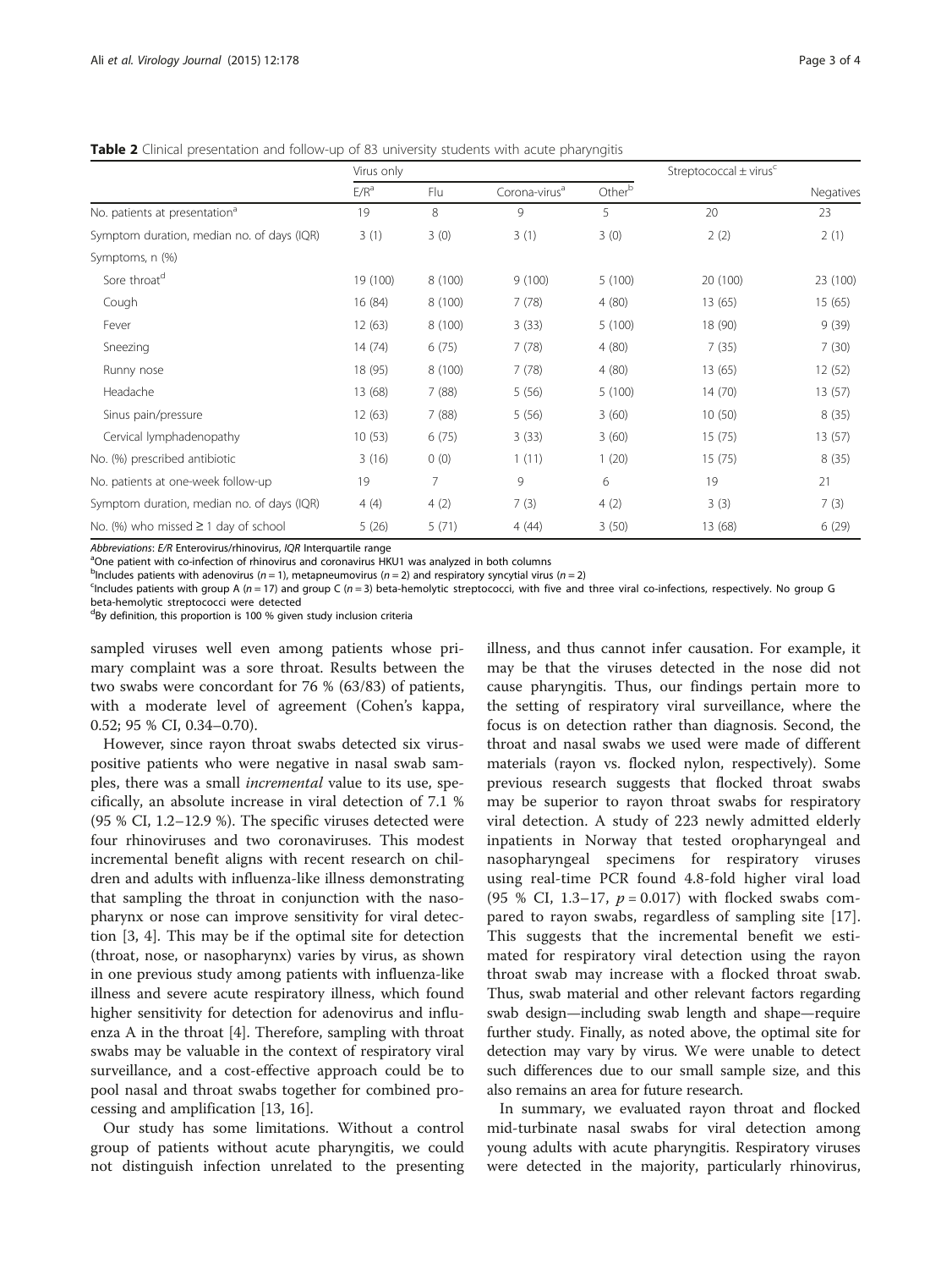**Table 2** Clinical presentation and follow-up of 83 university students with acute pharyngitis

| | Virus only | | | | Streptococcal ± virus[c] | |
|---|---|---|---|---|---|---|
| | E/R[a] | Flu | Corona-virus[a] | Other[b] | | Negatives |
| No. patients at presentation[a] | 19 | 8 | 9 | 5 | 20 | 23 |
| Symptom duration, median no. of days (IQR) | 3 (1) | 3 (0) | 3 (1) | 3 (0) | 2 (2) | 2 (1) |
| Symptoms, n (%) | | | | | | |
| Sore throat[d] | 19 (100) | 8 (100) | 9 (100) | 5 (100) | 20 (100) | 23 (100) |
| Cough | 16 (84) | 8 (100) | 7 (78) | 4 (80) | 13 (65) | 15 (65) |
| Fever | 12 (63) | 8 (100) | 3 (33) | 5 (100) | 18 (90) | 9 (39) |
| Sneezing | 14 (74) | 6 (75) | 7 (78) | 4 (80) | 7 (35) | 7 (30) |
| Runny nose | 18 (95) | 8 (100) | 7 (78) | 4 (80) | 13 (65) | 12 (52) |
| Headache | 13 (68) | 7 (88) | 5 (56) | 5 (100) | 14 (70) | 13 (57) |
| Sinus pain/pressure | 12 (63) | 7 (88) | 5 (56) | 3 (60) | 10 (50) | 8 (35) |
| Cervical lymphadenopathy | 10 (53) | 6 (75) | 3 (33) | 3 (60) | 15 (75) | 13 (57) |
| No. (%) prescribed antibiotic | 3 (16) | 0 (0) | 1 (11) | 1 (20) | 15 (75) | 8 (35) |
| No. patients at one-week follow-up | 19 | 7 | 9 | 6 | 19 | 21 |
| Symptom duration, median no. of days (IQR) | 4 (4) | 4 (2) | 7 (3) | 4 (2) | 3 (3) | 7 (3) |
| No. (%) who missed ≥ 1 day of school | 5 (26) | 5 (71) | 4 (44) | 3 (50) | 13 (68) | 6 (29) |

*Abbreviations*: *E/R* Enterovirus/rhinovirus, *IQR* Interquartile range
[a]One patient with co-infection of rhinovirus and coronavirus HKU1 was analyzed in both columns
[b]Includes patients with adenovirus ($n = 1$), metapneumovirus ($n = 2$) and respiratory syncytial virus ($n = 2$)
[c]Includes patients with group A ($n = 17$) and group C ($n = 3$) beta-hemolytic streptococci, with five and three viral co-infections, respectively. No group G beta-hemolytic streptococci were detected
[d]By definition, this proportion is 100 % given study inclusion criteria

sampled viruses well even among patients whose primary complaint was a sore throat. Results between the two swabs were concordant for 76 % (63/83) of patients, with a moderate level of agreement (Cohen's kappa, 0.52; 95 % CI, 0.34–0.70).

However, since rayon throat swabs detected six virus-positive patients who were negative in nasal swab samples, there was a small *incremental* value to its use, specifically, an absolute increase in viral detection of 7.1 % (95 % CI, 1.2–12.9 %). The specific viruses detected were four rhinoviruses and two coronaviruses. This modest incremental benefit aligns with recent research on children and adults with influenza-like illness demonstrating that sampling the throat in conjunction with the nasopharynx or nose can improve sensitivity for viral detection [3, 4]. This may be if the optimal site for detection (throat, nose, or nasopharynx) varies by virus, as shown in one previous study among patients with influenza-like illness and severe acute respiratory illness, which found higher sensitivity for detection for adenovirus and influenza A in the throat [4]. Therefore, sampling with throat swabs may be valuable in the context of respiratory viral surveillance, and a cost-effective approach could be to pool nasal and throat swabs together for combined processing and amplification [13, 16].

Our study has some limitations. Without a control group of patients without acute pharyngitis, we could not distinguish infection unrelated to the presenting illness, and thus cannot infer causation. For example, it may be that the viruses detected in the nose did not cause pharyngitis. Thus, our findings pertain more to the setting of respiratory viral surveillance, where the focus is on detection rather than diagnosis. Second, the throat and nasal swabs we used were made of different materials (rayon vs. flocked nylon, respectively). Some previous research suggests that flocked throat swabs may be superior to rayon throat swabs for respiratory viral detection. A study of 223 newly admitted elderly inpatients in Norway that tested oropharyngeal and nasopharyngeal specimens for respiratory viruses using real-time PCR found 4.8-fold higher viral load (95 % CI, 1.3–17, $p = 0.017$) with flocked swabs compared to rayon swabs, regardless of sampling site [17]. This suggests that the incremental benefit we estimated for respiratory viral detection using the rayon throat swab may increase with a flocked throat swab. Thus, swab material and other relevant factors regarding swab design—including swab length and shape—require further study. Finally, as noted above, the optimal site for detection may vary by virus. We were unable to detect such differences due to our small sample size, and this also remains an area for future research.

In summary, we evaluated rayon throat and flocked mid-turbinate nasal swabs for viral detection among young adults with acute pharyngitis. Respiratory viruses were detected in the majority, particularly rhinovirus,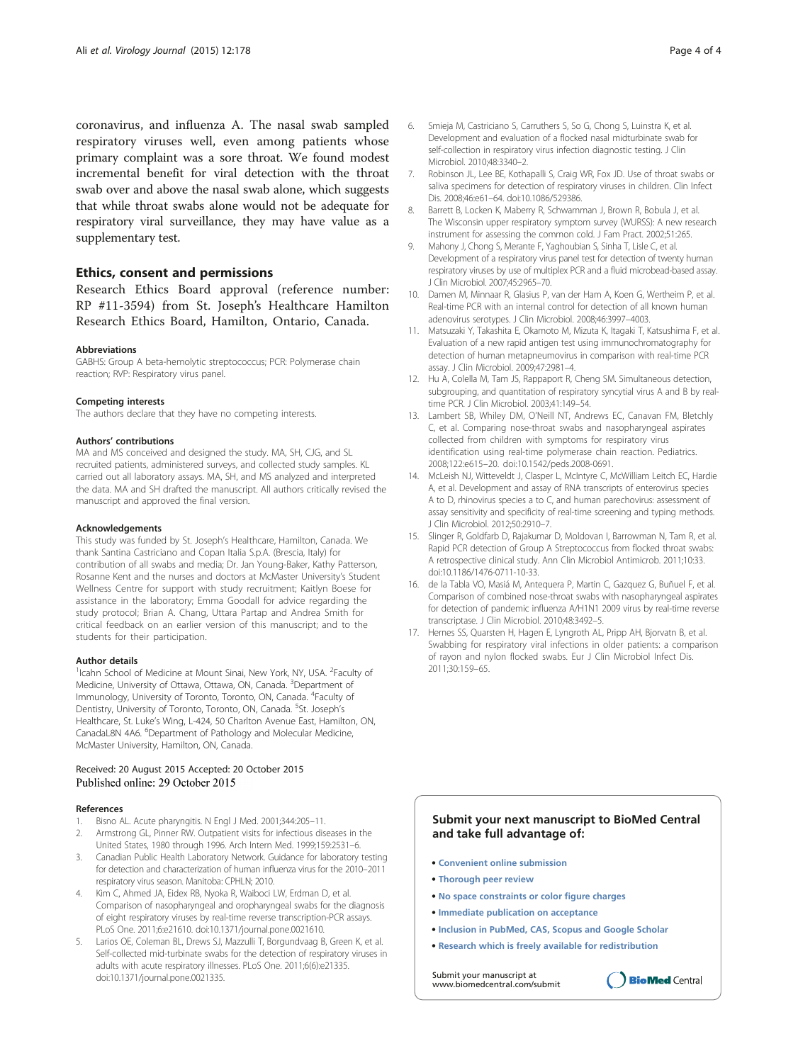coronavirus, and influenza A. The nasal swab sampled respiratory viruses well, even among patients whose primary complaint was a sore throat. We found modest incremental benefit for viral detection with the throat swab over and above the nasal swab alone, which suggests that while throat swabs alone would not be adequate for respiratory viral surveillance, they may have value as a supplementary test.

## Ethics, consent and permissions

Research Ethics Board approval (reference number: RP #11-3594) from St. Joseph's Healthcare Hamilton Research Ethics Board, Hamilton, Ontario, Canada.

### Abbreviations

GABHS: Group A beta-hemolytic streptococcus; PCR: Polymerase chain reaction; RVP: Respiratory virus panel.

### Competing interests

The authors declare that they have no competing interests.

### Authors' contributions

MA and MS conceived and designed the study. MA, SH, CJG, and SL recruited patients, administered surveys, and collected study samples. KL carried out all laboratory assays. MA, SH, and MS analyzed and interpreted the data. MA and SH drafted the manuscript. All authors critically revised the manuscript and approved the final version.

### Acknowledgements

This study was funded by St. Joseph's Healthcare, Hamilton, Canada. We thank Santina Castriciano and Copan Italia S.p.A. (Brescia, Italy) for contribution of all swabs and media; Dr. Jan Young-Baker, Kathy Patterson, Rosanne Kent and the nurses and doctors at McMaster University's Student Wellness Centre for support with study recruitment; Kaitlyn Boese for assistance in the laboratory; Emma Goodall for advice regarding the study protocol; Brian A. Chang, Uttara Partap and Andrea Smith for critical feedback on an earlier version of this manuscript; and to the students for their participation.

### Author details

[1]Icahn School of Medicine at Mount Sinai, New York, NY, USA. [2]Faculty of Medicine, University of Ottawa, Ottawa, ON, Canada. [3]Department of Immunology, University of Toronto, Toronto, ON, Canada. [4]Faculty of Dentistry, University of Toronto, Toronto, ON, Canada. [5]St. Joseph's Healthcare, St. Luke's Wing, L-424, 50 Charlton Avenue East, Hamilton, ON, CanadaL8N 4A6. [6]Department of Pathology and Molecular Medicine, McMaster University, Hamilton, ON, Canada.

Received: 20 August 2015 Accepted: 20 October 2015
Published online: 29 October 2015

### References

1. Bisno AL. Acute pharyngitis. N Engl J Med. 2001;344:205–11.
2. Armstrong GL, Pinner RW. Outpatient visits for infectious diseases in the United States, 1980 through 1996. Arch Intern Med. 1999;159:2531–6.
3. Canadian Public Health Laboratory Network. Guidance for laboratory testing for detection and characterization of human influenza virus for the 2010–2011 respiratory virus season. Manitoba: CPHLN; 2010.
4. Kim C, Ahmed JA, Eidex RB, Nyoka R, Waiboci LW, Erdman D, et al. Comparison of nasopharyngeal and oropharyngeal swabs for the diagnosis of eight respiratory viruses by real-time reverse transcription-PCR assays. PLoS One. 2011;6:e21610. doi:10.1371/journal.pone.0021610.
5. Larios OE, Coleman BL, Drews SJ, Mazzulli T, Borgundvaag B, Green K, et al. Self-collected mid-turbinate swabs for the detection of respiratory viruses in adults with acute respiratory illnesses. PLoS One. 2011;6(6):e21335. doi:10.1371/journal.pone.0021335.
6. Smieja M, Castriciano S, Carruthers S, So G, Chong S, Luinstra K, et al. Development and evaluation of a flocked nasal midturbinate swab for self-collection in respiratory virus infection diagnostic testing. J Clin Microbiol. 2010;48:3340–2.
7. Robinson JL, Lee BE, Kothapalli S, Craig WR, Fox JD. Use of throat swabs or saliva specimens for detection of respiratory viruses in children. Clin Infect Dis. 2008;46:e61–64. doi:10.1086/529386.
8. Barrett B, Locken K, Maberry R, Schwamman J, Brown R, Bobula J, et al. The Wisconsin upper respiratory symptom survey (WURSS): A new research instrument for assessing the common cold. J Fam Pract. 2002;51:265.
9. Mahony J, Chong S, Merante F, Yaghoubian S, Sinha T, Lisle C, et al. Development of a respiratory virus panel test for detection of twenty human respiratory viruses by use of multiplex PCR and a fluid microbead-based assay. J Clin Microbiol. 2007;45:2965–70.
10. Damen M, Minnaar R, Glasius P, van der Ham A, Koen G, Wertheim P, et al. Real-time PCR with an internal control for detection of all known human adenovirus serotypes. J Clin Microbiol. 2008;46:3997–4003.
11. Matsuzaki Y, Takashita E, Okamoto M, Mizuta K, Itagaki T, Katsushima F, et al. Evaluation of a new rapid antigen test using immunochromatography for detection of human metapneumovirus in comparison with real-time PCR assay. J Clin Microbiol. 2009;47:2981–4.
12. Hu A, Colella M, Tam JS, Rappaport R, Cheng SM. Simultaneous detection, subgrouping, and quantitation of respiratory syncytial virus A and B by real-time PCR. J Clin Microbiol. 2003;41:149–54.
13. Lambert SB, Whiley DM, O'Neill NT, Andrews EC, Canavan FM, Bletchly C, et al. Comparing nose-throat swabs and nasopharyngeal aspirates collected from children with symptoms for respiratory virus identification using real-time polymerase chain reaction. Pediatrics. 2008;122:e615–20. doi:10.1542/peds.2008-0691.
14. McLeish NJ, Witteveldt J, Clasper L, McIntyre C, McWilliam Leitch EC, Hardie A, et al. Development and assay of RNA transcripts of enterovirus species A to D, rhinovirus species a to C, and human parechovirus: assessment of assay sensitivity and specificity of real-time screening and typing methods. J Clin Microbiol. 2012;50:2910–7.
15. Slinger R, Goldfarb D, Rajakumar D, Moldovan I, Barrowman N, Tam R, et al. Rapid PCR detection of Group A Streptococcus from flocked throat swabs: A retrospective clinical study. Ann Clin Microbiol Antimicrob. 2011;10:33. doi:10.1186/1476-0711-10-33.
16. de la Tabla VO, Masiá M, Antequera P, Martin C, Gazquez G, Buñuel F, et al. Comparison of combined nose-throat swabs with nasopharyngeal aspirates for detection of pandemic influenza A/H1N1 2009 virus by real-time reverse transcriptase. J Clin Microbiol. 2010;48:3492–5.
17. Hernes SS, Quarsten H, Hagen E, Lyngroth AL, Pripp AH, Bjorvatn B, et al. Swabbing for respiratory viral infections in older patients: a comparison of rayon and nylon flocked swabs. Eur J Clin Microbiol Infect Dis. 2011;30:159–65.

**Submit your next manuscript to BioMed Central and take full advantage of:**

- **Convenient online submission**
- **Thorough peer review**
- **No space constraints or color figure charges**
- **Immediate publication on acceptance**
- **Inclusion in PubMed, CAS, Scopus and Google Scholar**
- **Research which is freely available for redistribution**

Submit your manuscript at
www.biomedcentral.com/submit

BioMed Central